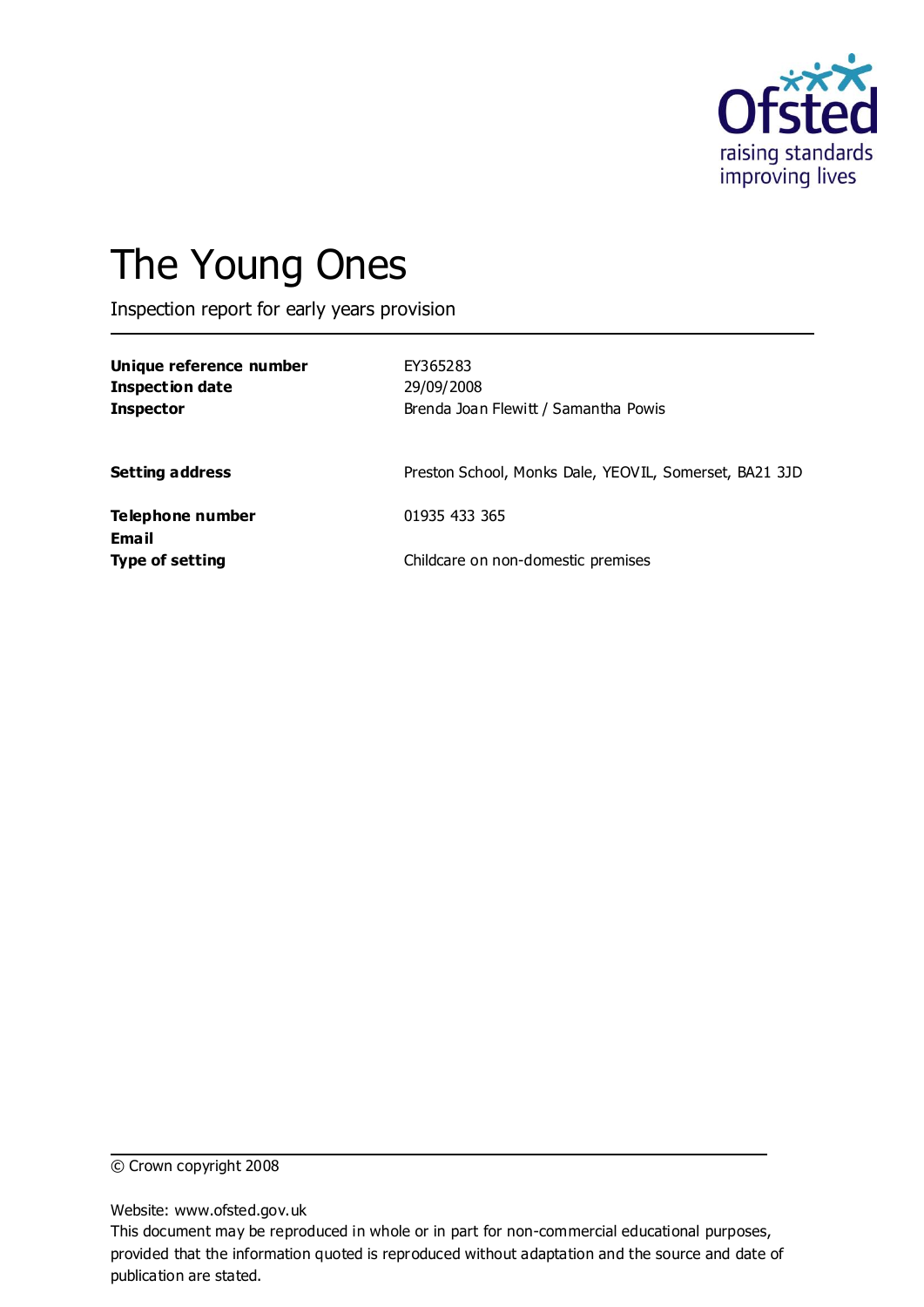# The Young Ones

Inspection report for early years provision

| | |
|---|---|
| **Unique reference number** | EY365283 |
| **Inspection date** | 29/09/2008 |
| **Inspector** | Brenda Joan Flewitt / Samantha Powis |
| **Setting address** | Preston School, Monks Dale, YEOVIL, Somerset, BA21 3JD |
| **Telephone number** | 01935 433 365 |
| **Email** | |
| **Type of setting** | Childcare on non-domestic premises |

© Crown copyright 2008

Website: www.ofsted.gov.uk

This document may be reproduced in whole or in part for non-commercial educational purposes, provided that the information quoted is reproduced without adaptation and the source and date of publication are stated.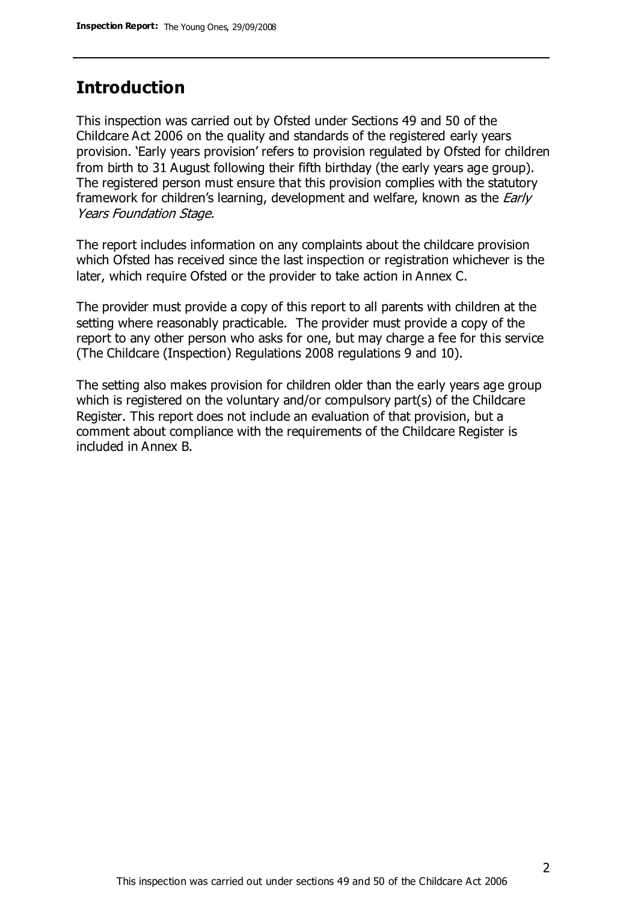## Introduction

This inspection was carried out by Ofsted under Sections 49 and 50 of the Childcare Act 2006 on the quality and standards of the registered early years provision. 'Early years provision' refers to provision regulated by Ofsted for children from birth to 31 August following their fifth birthday (the early years age group). The registered person must ensure that this provision complies with the statutory framework for children's learning, development and welfare, known as the *Early Years Foundation Stage.*

The report includes information on any complaints about the childcare provision which Ofsted has received since the last inspection or registration whichever is the later, which require Ofsted or the provider to take action in Annex C.

The provider must provide a copy of this report to all parents with children at the setting where reasonably practicable. The provider must provide a copy of the report to any other person who asks for one, but may charge a fee for this service (The Childcare (Inspection) Regulations 2008 regulations 9 and 10).

The setting also makes provision for children older than the early years age group which is registered on the voluntary and/or compulsory part(s) of the Childcare Register. This report does not include an evaluation of that provision, but a comment about compliance with the requirements of the Childcare Register is included in Annex B.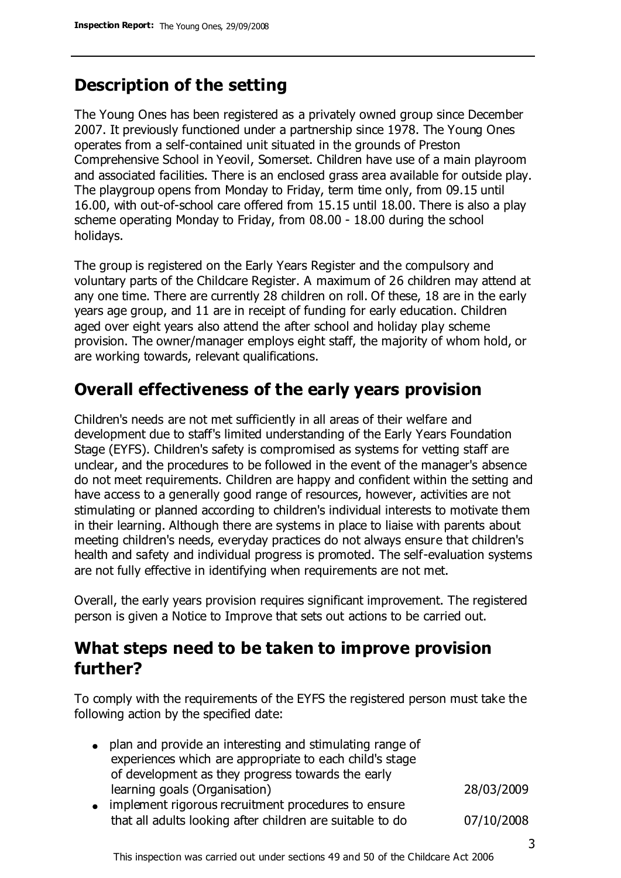## Description of the setting

The Young Ones has been registered as a privately owned group since December 2007. It previously functioned under a partnership since 1978. The Young Ones operates from a self-contained unit situated in the grounds of Preston Comprehensive School in Yeovil, Somerset. Children have use of a main playroom and associated facilities. There is an enclosed grass area available for outside play. The playgroup opens from Monday to Friday, term time only, from 09.15 until 16.00, with out-of-school care offered from 15.15 until 18.00. There is also a play scheme operating Monday to Friday, from 08.00 - 18.00 during the school holidays.

The group is registered on the Early Years Register and the compulsory and voluntary parts of the Childcare Register. A maximum of 26 children may attend at any one time. There are currently 28 children on roll. Of these, 18 are in the early years age group, and 11 are in receipt of funding for early education. Children aged over eight years also attend the after school and holiday play scheme provision. The owner/manager employs eight staff, the majority of whom hold, or are working towards, relevant qualifications.

## Overall effectiveness of the early years provision

Children's needs are not met sufficiently in all areas of their welfare and development due to staff's limited understanding of the Early Years Foundation Stage (EYFS). Children's safety is compromised as systems for vetting staff are unclear, and the procedures to be followed in the event of the manager's absence do not meet requirements. Children are happy and confident within the setting and have access to a generally good range of resources, however, activities are not stimulating or planned according to children's individual interests to motivate them in their learning. Although there are systems in place to liaise with parents about meeting children's needs, everyday practices do not always ensure that children's health and safety and individual progress is promoted. The self-evaluation systems are not fully effective in identifying when requirements are not met.

Overall, the early years provision requires significant improvement. The registered person is given a Notice to Improve that sets out actions to be carried out.

## What steps need to be taken to improve provision further?

To comply with the requirements of the EYFS the registered person must take the following action by the specified date:

| | |
|---|---|
| • plan and provide an interesting and stimulating range of experiences which are appropriate to each child's stage of development as they progress towards the early learning goals (Organisation) | 28/03/2009 |
| • implement rigorous recruitment procedures to ensure that all adults looking after children are suitable to do | 07/10/2008 |

This inspection was carried out under sections 49 and 50 of the Childcare Act 2006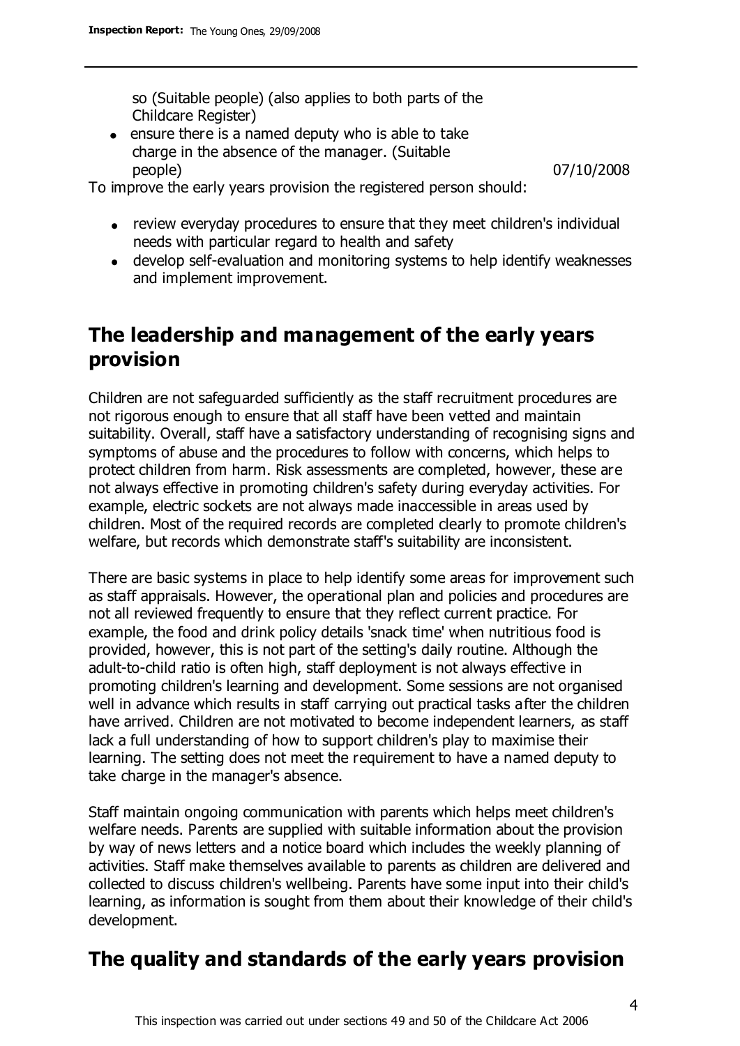so (Suitable people) (also applies to both parts of the Childcare Register)

- ensure there is a named deputy who is able to take charge in the absence of the manager. (Suitable people) 07/10/2008

To improve the early years provision the registered person should:

- review everyday procedures to ensure that they meet children's individual needs with particular regard to health and safety
- develop self-evaluation and monitoring systems to help identify weaknesses and implement improvement.

## The leadership and management of the early years provision

Children are not safeguarded sufficiently as the staff recruitment procedures are not rigorous enough to ensure that all staff have been vetted and maintain suitability. Overall, staff have a satisfactory understanding of recognising signs and symptoms of abuse and the procedures to follow with concerns, which helps to protect children from harm. Risk assessments are completed, however, these are not always effective in promoting children's safety during everyday activities. For example, electric sockets are not always made inaccessible in areas used by children. Most of the required records are completed clearly to promote children's welfare, but records which demonstrate staff's suitability are inconsistent.

There are basic systems in place to help identify some areas for improvement such as staff appraisals. However, the operational plan and policies and procedures are not all reviewed frequently to ensure that they reflect current practice. For example, the food and drink policy details 'snack time' when nutritious food is provided, however, this is not part of the setting's daily routine. Although the adult-to-child ratio is often high, staff deployment is not always effective in promoting children's learning and development. Some sessions are not organised well in advance which results in staff carrying out practical tasks after the children have arrived. Children are not motivated to become independent learners, as staff lack a full understanding of how to support children's play to maximise their learning. The setting does not meet the requirement to have a named deputy to take charge in the manager's absence.

Staff maintain ongoing communication with parents which helps meet children's welfare needs. Parents are supplied with suitable information about the provision by way of news letters and a notice board which includes the weekly planning of activities. Staff make themselves available to parents as children are delivered and collected to discuss children's wellbeing. Parents have some input into their child's learning, as information is sought from them about their knowledge of their child's development.

## The quality and standards of the early years provision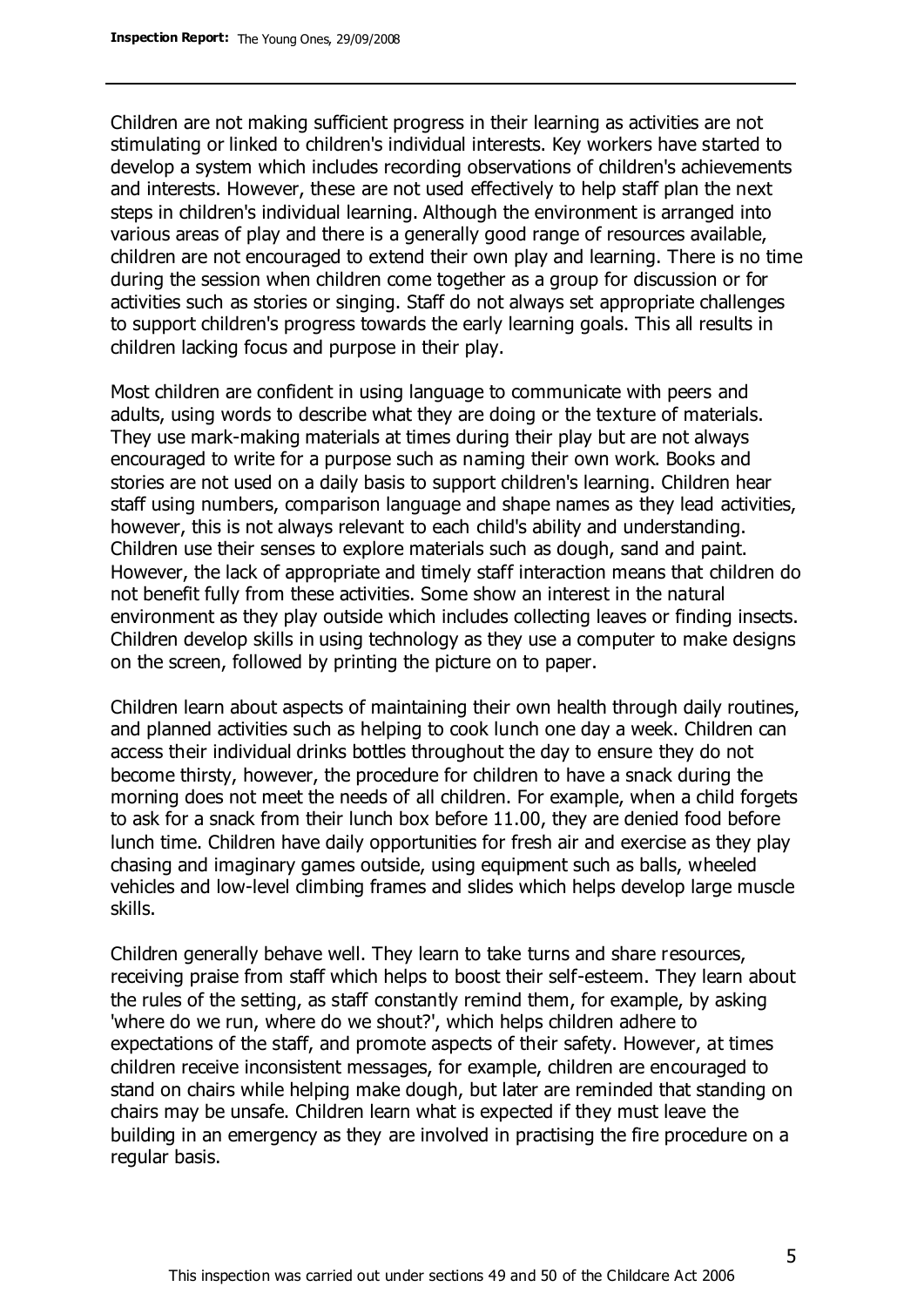Children are not making sufficient progress in their learning as activities are not stimulating or linked to children's individual interests. Key workers have started to develop a system which includes recording observations of children's achievements and interests. However, these are not used effectively to help staff plan the next steps in children's individual learning. Although the environment is arranged into various areas of play and there is a generally good range of resources available, children are not encouraged to extend their own play and learning. There is no time during the session when children come together as a group for discussion or for activities such as stories or singing. Staff do not always set appropriate challenges to support children's progress towards the early learning goals. This all results in children lacking focus and purpose in their play.

Most children are confident in using language to communicate with peers and adults, using words to describe what they are doing or the texture of materials. They use mark-making materials at times during their play but are not always encouraged to write for a purpose such as naming their own work. Books and stories are not used on a daily basis to support children's learning. Children hear staff using numbers, comparison language and shape names as they lead activities, however, this is not always relevant to each child's ability and understanding. Children use their senses to explore materials such as dough, sand and paint. However, the lack of appropriate and timely staff interaction means that children do not benefit fully from these activities. Some show an interest in the natural environment as they play outside which includes collecting leaves or finding insects. Children develop skills in using technology as they use a computer to make designs on the screen, followed by printing the picture on to paper.

Children learn about aspects of maintaining their own health through daily routines, and planned activities such as helping to cook lunch one day a week. Children can access their individual drinks bottles throughout the day to ensure they do not become thirsty, however, the procedure for children to have a snack during the morning does not meet the needs of all children. For example, when a child forgets to ask for a snack from their lunch box before 11.00, they are denied food before lunch time. Children have daily opportunities for fresh air and exercise as they play chasing and imaginary games outside, using equipment such as balls, wheeled vehicles and low-level climbing frames and slides which helps develop large muscle skills.

Children generally behave well. They learn to take turns and share resources, receiving praise from staff which helps to boost their self-esteem. They learn about the rules of the setting, as staff constantly remind them, for example, by asking 'where do we run, where do we shout?', which helps children adhere to expectations of the staff, and promote aspects of their safety. However, at times children receive inconsistent messages, for example, children are encouraged to stand on chairs while helping make dough, but later are reminded that standing on chairs may be unsafe. Children learn what is expected if they must leave the building in an emergency as they are involved in practising the fire procedure on a regular basis.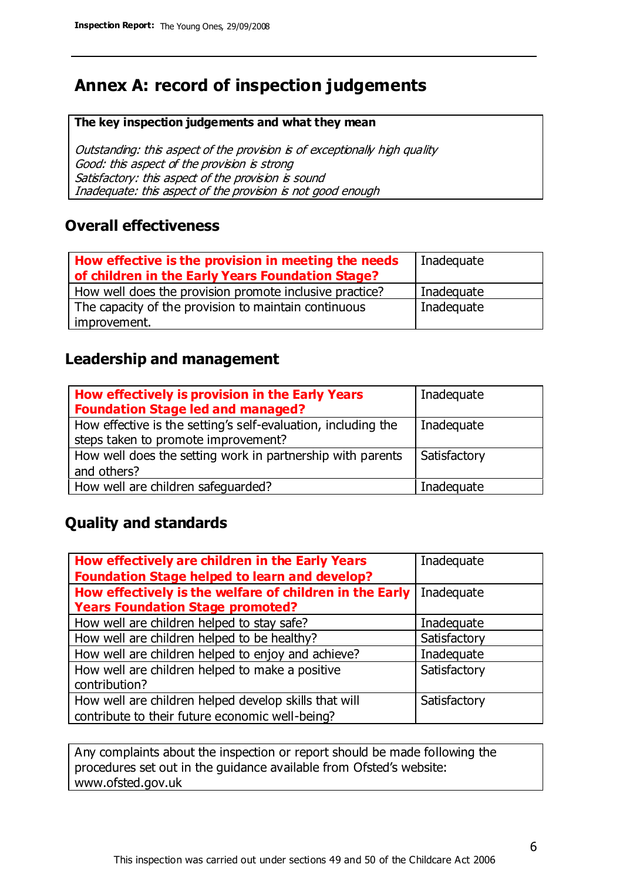# Annex A: record of inspection judgements

**The key inspection judgements and what they mean**

*Outstanding: this aspect of the provision is of exceptionally high quality*
*Good: this aspect of the provision is strong*
*Satisfactory: this aspect of the provision is sound*
*Inadequate: this aspect of the provision is not good enough*

## Overall effectiveness

| | |
|---|---|
| **How effective is the provision in meeting the needs of children in the Early Years Foundation Stage?** | Inadequate |
| How well does the provision promote inclusive practice? | Inadequate |
| The capacity of the provision to maintain continuous improvement. | Inadequate |

## Leadership and management

| | |
|---|---|
| **How effectively is provision in the Early Years Foundation Stage led and managed?** | Inadequate |
| How effective is the setting's self-evaluation, including the steps taken to promote improvement? | Inadequate |
| How well does the setting work in partnership with parents and others? | Satisfactory |
| How well are children safeguarded? | Inadequate |

## Quality and standards

| | |
|---|---|
| **How effectively are children in the Early Years Foundation Stage helped to learn and develop?** | Inadequate |
| **How effectively is the welfare of children in the Early Years Foundation Stage promoted?** | Inadequate |
| How well are children helped to stay safe? | Inadequate |
| How well are children helped to be healthy? | Satisfactory |
| How well are children helped to enjoy and achieve? | Inadequate |
| How well are children helped to make a positive contribution? | Satisfactory |
| How well are children helped develop skills that will contribute to their future economic well-being? | Satisfactory |

Any complaints about the inspection or report should be made following the procedures set out in the guidance available from Ofsted's website: www.ofsted.gov.uk

This inspection was carried out under sections 49 and 50 of the Childcare Act 2006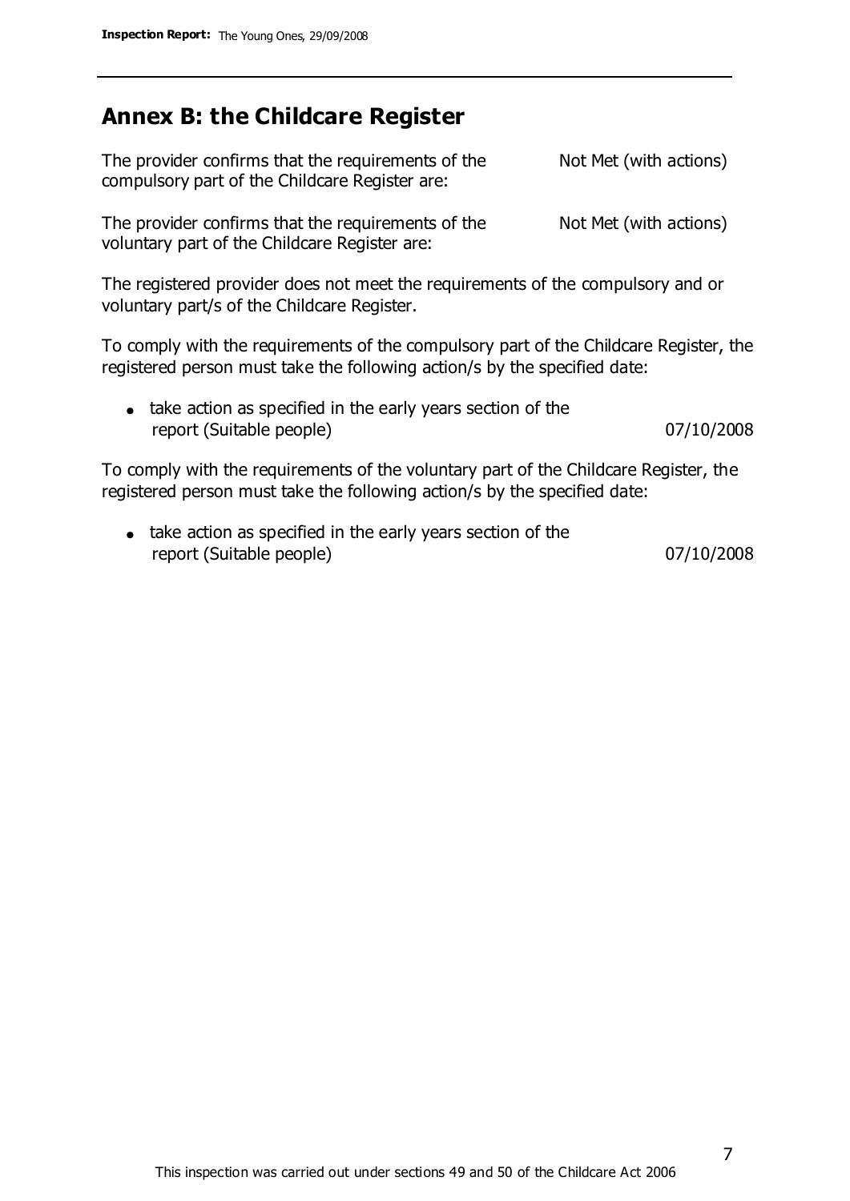## Annex B: the Childcare Register

| | |
|---|---|
| The provider confirms that the requirements of the compulsory part of the Childcare Register are: | Not Met (with actions) |
| The provider confirms that the requirements of the voluntary part of the Childcare Register are: | Not Met (with actions) |

The registered provider does not meet the requirements of the compulsory and or voluntary part/s of the Childcare Register.

To comply with the requirements of the compulsory part of the Childcare Register, the registered person must take the following action/s by the specified date:

- take action as specified in the early years section of the report (Suitable people) 07/10/2008

To comply with the requirements of the voluntary part of the Childcare Register, the registered person must take the following action/s by the specified date:

- take action as specified in the early years section of the report (Suitable people) 07/10/2008

This inspection was carried out under sections 49 and 50 of the Childcare Act 2006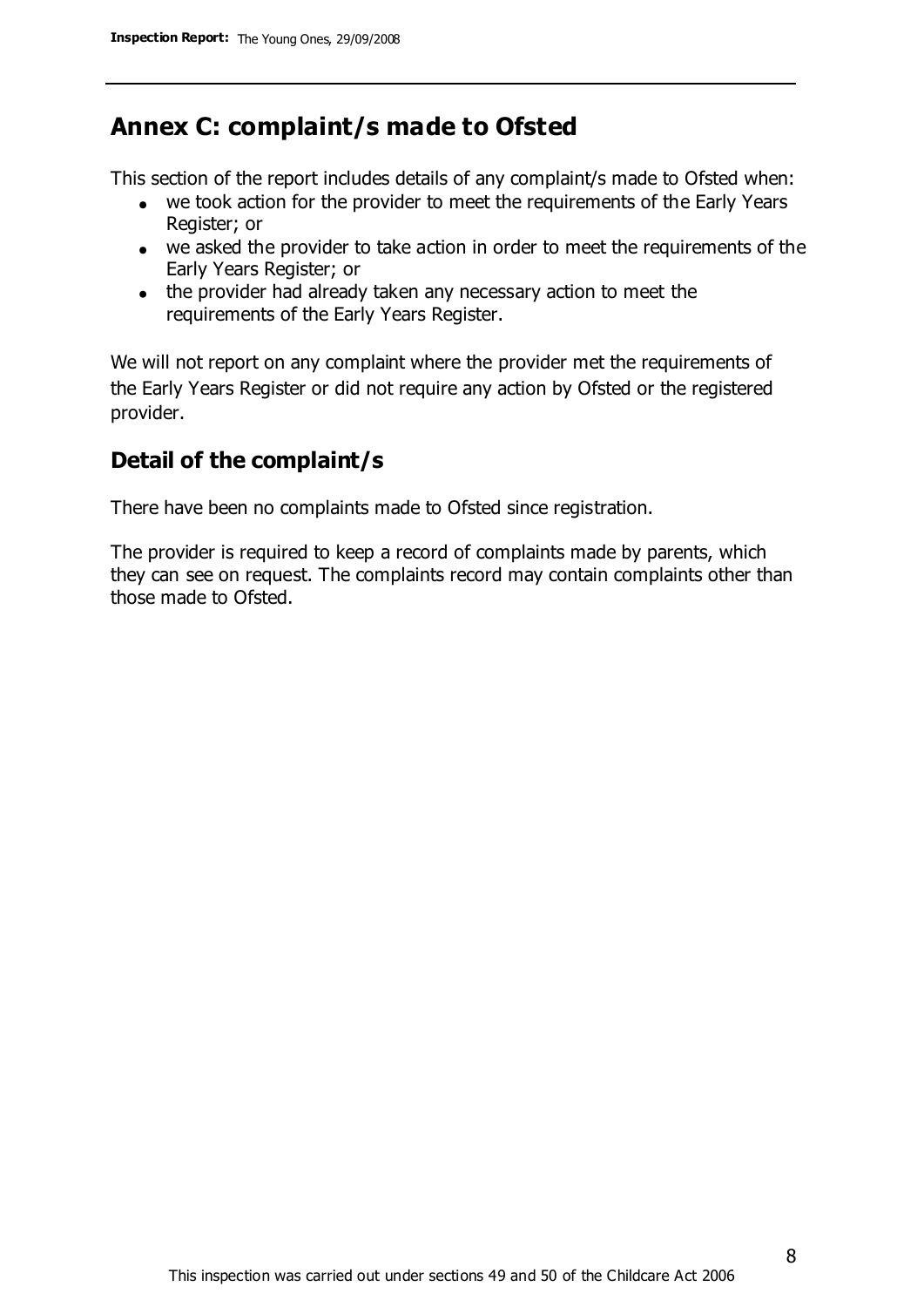## Annex C: complaint/s made to Ofsted

This section of the report includes details of any complaint/s made to Ofsted when:

- we took action for the provider to meet the requirements of the Early Years Register; or
- we asked the provider to take action in order to meet the requirements of the Early Years Register; or
- the provider had already taken any necessary action to meet the requirements of the Early Years Register.

We will not report on any complaint where the provider met the requirements of the Early Years Register or did not require any action by Ofsted or the registered provider.

### Detail of the complaint/s

There have been no complaints made to Ofsted since registration.

The provider is required to keep a record of complaints made by parents, which they can see on request. The complaints record may contain complaints other than those made to Ofsted.

This inspection was carried out under sections 49 and 50 of the Childcare Act 2006